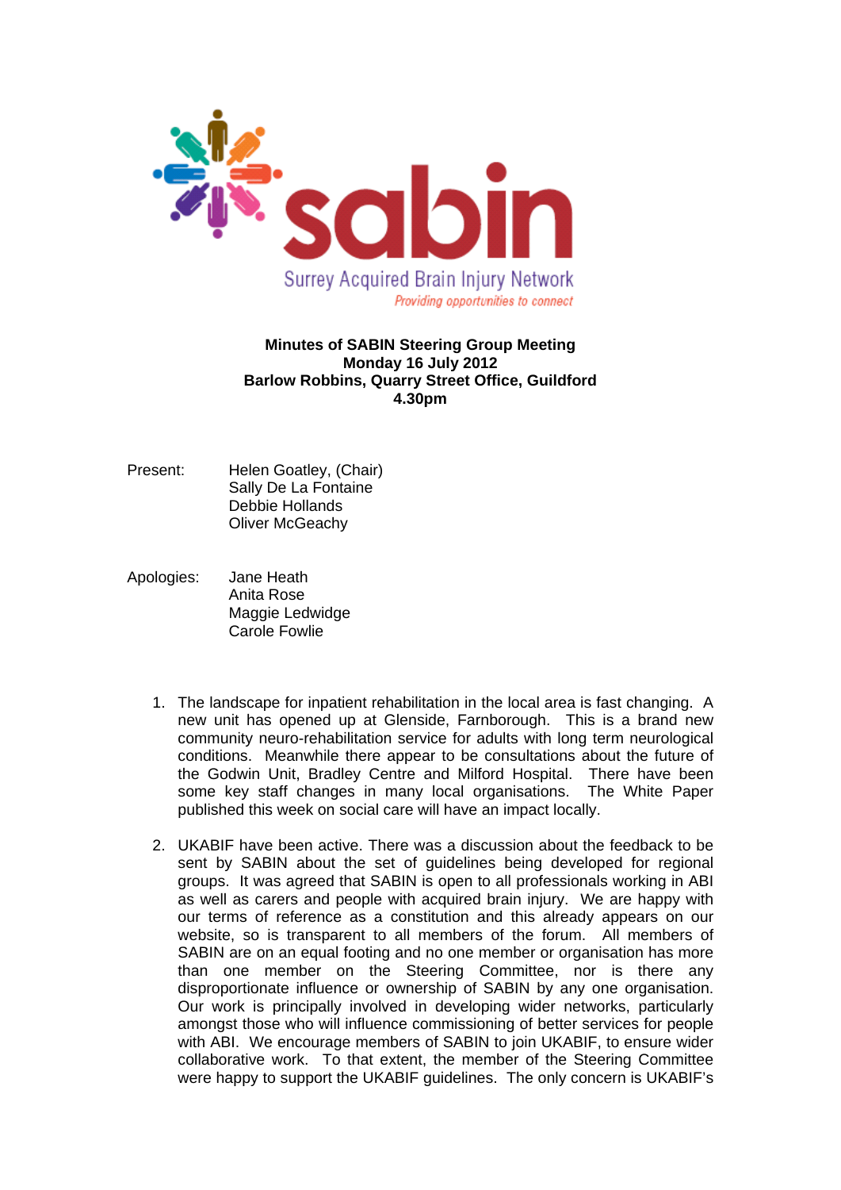sabin

Surrey Acquired Brain Injury Network

*Providing opportunities to connect*

**Minutes of SABIN Steering Group Meeting**
**Monday 16 July 2012**
**Barlow Robbins, Quarry Street Office, Guildford**
**4.30pm**

Present: Helen Goatley, (Chair)
Sally De La Fontaine
Debbie Hollands
Oliver McGeachy

Apologies: Jane Heath
Anita Rose
Maggie Ledwidge
Carole Fowlie

1. The landscape for inpatient rehabilitation in the local area is fast changing. A new unit has opened up at Glenside, Farnborough. This is a brand new community neuro-rehabilitation service for adults with long term neurological conditions. Meanwhile there appear to be consultations about the future of the Godwin Unit, Bradley Centre and Milford Hospital. There have been some key staff changes in many local organisations. The White Paper published this week on social care will have an impact locally.

2. UKABIF have been active. There was a discussion about the feedback to be sent by SABIN about the set of guidelines being developed for regional groups. It was agreed that SABIN is open to all professionals working in ABI as well as carers and people with acquired brain injury. We are happy with our terms of reference as a constitution and this already appears on our website, so is transparent to all members of the forum. All members of SABIN are on an equal footing and no one member or organisation has more than one member on the Steering Committee, nor is there any disproportionate influence or ownership of SABIN by any one organisation. Our work is principally involved in developing wider networks, particularly amongst those who will influence commissioning of better services for people with ABI. We encourage members of SABIN to join UKABIF, to ensure wider collaborative work. To that extent, the member of the Steering Committee were happy to support the UKABIF guidelines. The only concern is UKABIF's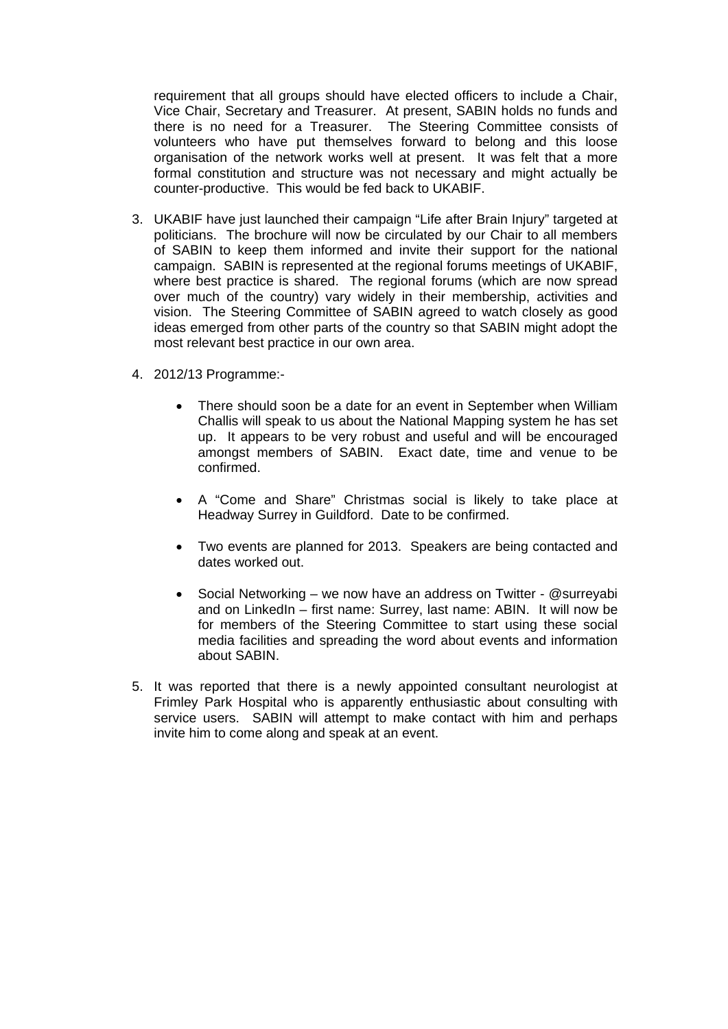requirement that all groups should have elected officers to include a Chair, Vice Chair, Secretary and Treasurer. At present, SABIN holds no funds and there is no need for a Treasurer. The Steering Committee consists of volunteers who have put themselves forward to belong and this loose organisation of the network works well at present. It was felt that a more formal constitution and structure was not necessary and might actually be counter-productive. This would be fed back to UKABIF.

3. UKABIF have just launched their campaign "Life after Brain Injury" targeted at politicians. The brochure will now be circulated by our Chair to all members of SABIN to keep them informed and invite their support for the national campaign. SABIN is represented at the regional forums meetings of UKABIF, where best practice is shared. The regional forums (which are now spread over much of the country) vary widely in their membership, activities and vision. The Steering Committee of SABIN agreed to watch closely as good ideas emerged from other parts of the country so that SABIN might adopt the most relevant best practice in our own area.

4. 2012/13 Programme:-

   - There should soon be a date for an event in September when William Challis will speak to us about the National Mapping system he has set up. It appears to be very robust and useful and will be encouraged amongst members of SABIN. Exact date, time and venue to be confirmed.

   - A "Come and Share" Christmas social is likely to take place at Headway Surrey in Guildford. Date to be confirmed.

   - Two events are planned for 2013. Speakers are being contacted and dates worked out.

   - Social Networking – we now have an address on Twitter - @surreyabi and on LinkedIn – first name: Surrey, last name: ABIN. It will now be for members of the Steering Committee to start using these social media facilities and spreading the word about events and information about SABIN.

5. It was reported that there is a newly appointed consultant neurologist at Frimley Park Hospital who is apparently enthusiastic about consulting with service users. SABIN will attempt to make contact with him and perhaps invite him to come along and speak at an event.